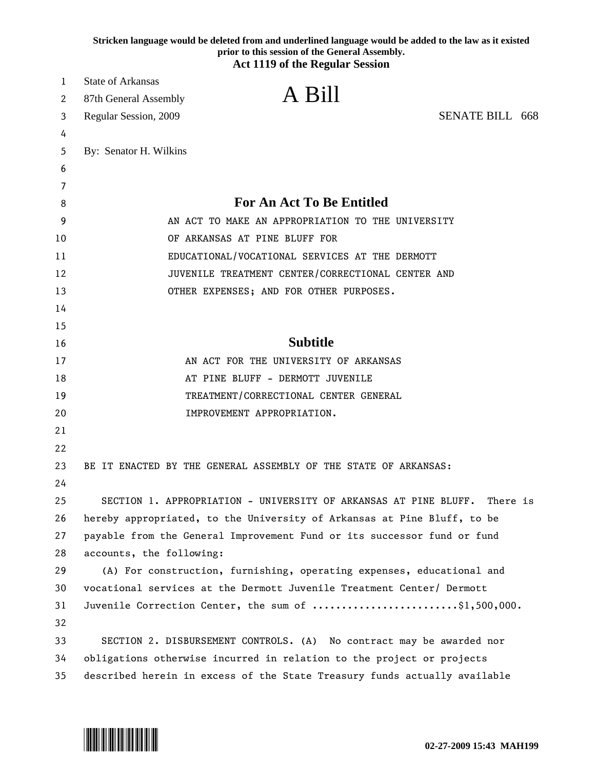Stricken language would be deleted from and underlined language would be added to the law as it existed prior to this session of the General Assembly.

**Act 1119 of the Regular Session**

State of Arkansas
87th General Assembly
Regular Session, 2009

# A Bill

SENATE BILL 668

By: Senator H. Wilkins

## For An Act To Be Entitled

AN ACT TO MAKE AN APPROPRIATION TO THE UNIVERSITY OF ARKANSAS AT PINE BLUFF FOR EDUCATIONAL/VOCATIONAL SERVICES AT THE DERMOTT JUVENILE TREATMENT CENTER/CORRECTIONAL CENTER AND OTHER EXPENSES; AND FOR OTHER PURPOSES.

## Subtitle

AN ACT FOR THE UNIVERSITY OF ARKANSAS AT PINE BLUFF - DERMOTT JUVENILE TREATMENT/CORRECTIONAL CENTER GENERAL IMPROVEMENT APPROPRIATION.

BE IT ENACTED BY THE GENERAL ASSEMBLY OF THE STATE OF ARKANSAS:

SECTION 1. APPROPRIATION - UNIVERSITY OF ARKANSAS AT PINE BLUFF. There is hereby appropriated, to the University of Arkansas at Pine Bluff, to be payable from the General Improvement Fund or its successor fund or fund accounts, the following:

(A) For construction, furnishing, operating expenses, educational and vocational services at the Dermott Juvenile Treatment Center/ Dermott Juvenile Correction Center, the sum of .........................$1,500,000.

SECTION 2. DISBURSEMENT CONTROLS. (A) No contract may be awarded nor obligations otherwise incurred in relation to the project or projects described herein in excess of the State Treasury funds actually available

02-27-2009 15:43 MAH199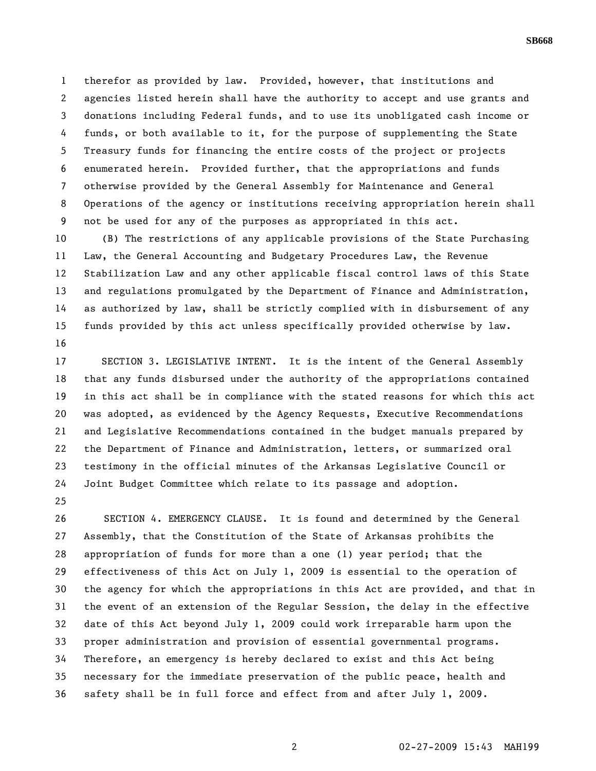therefor as provided by law. Provided, however, that institutions and agencies listed herein shall have the authority to accept and use grants and donations including Federal funds, and to use its unobligated cash income or funds, or both available to it, for the purpose of supplementing the State Treasury funds for financing the entire costs of the project or projects enumerated herein. Provided further, that the appropriations and funds otherwise provided by the General Assembly for Maintenance and General Operations of the agency or institutions receiving appropriation herein shall not be used for any of the purposes as appropriated in this act.

(B) The restrictions of any applicable provisions of the State Purchasing Law, the General Accounting and Budgetary Procedures Law, the Revenue Stabilization Law and any other applicable fiscal control laws of this State and regulations promulgated by the Department of Finance and Administration, as authorized by law, shall be strictly complied with in disbursement of any funds provided by this act unless specifically provided otherwise by law.

SECTION 3. LEGISLATIVE INTENT. It is the intent of the General Assembly that any funds disbursed under the authority of the appropriations contained in this act shall be in compliance with the stated reasons for which this act was adopted, as evidenced by the Agency Requests, Executive Recommendations and Legislative Recommendations contained in the budget manuals prepared by the Department of Finance and Administration, letters, or summarized oral testimony in the official minutes of the Arkansas Legislative Council or Joint Budget Committee which relate to its passage and adoption.

SECTION 4. EMERGENCY CLAUSE. It is found and determined by the General Assembly, that the Constitution of the State of Arkansas prohibits the appropriation of funds for more than a one (1) year period; that the effectiveness of this Act on July 1, 2009 is essential to the operation of the agency for which the appropriations in this Act are provided, and that in the event of an extension of the Regular Session, the delay in the effective date of this Act beyond July 1, 2009 could work irreparable harm upon the proper administration and provision of essential governmental programs. Therefore, an emergency is hereby declared to exist and this Act being necessary for the immediate preservation of the public peace, health and safety shall be in full force and effect from and after July 1, 2009.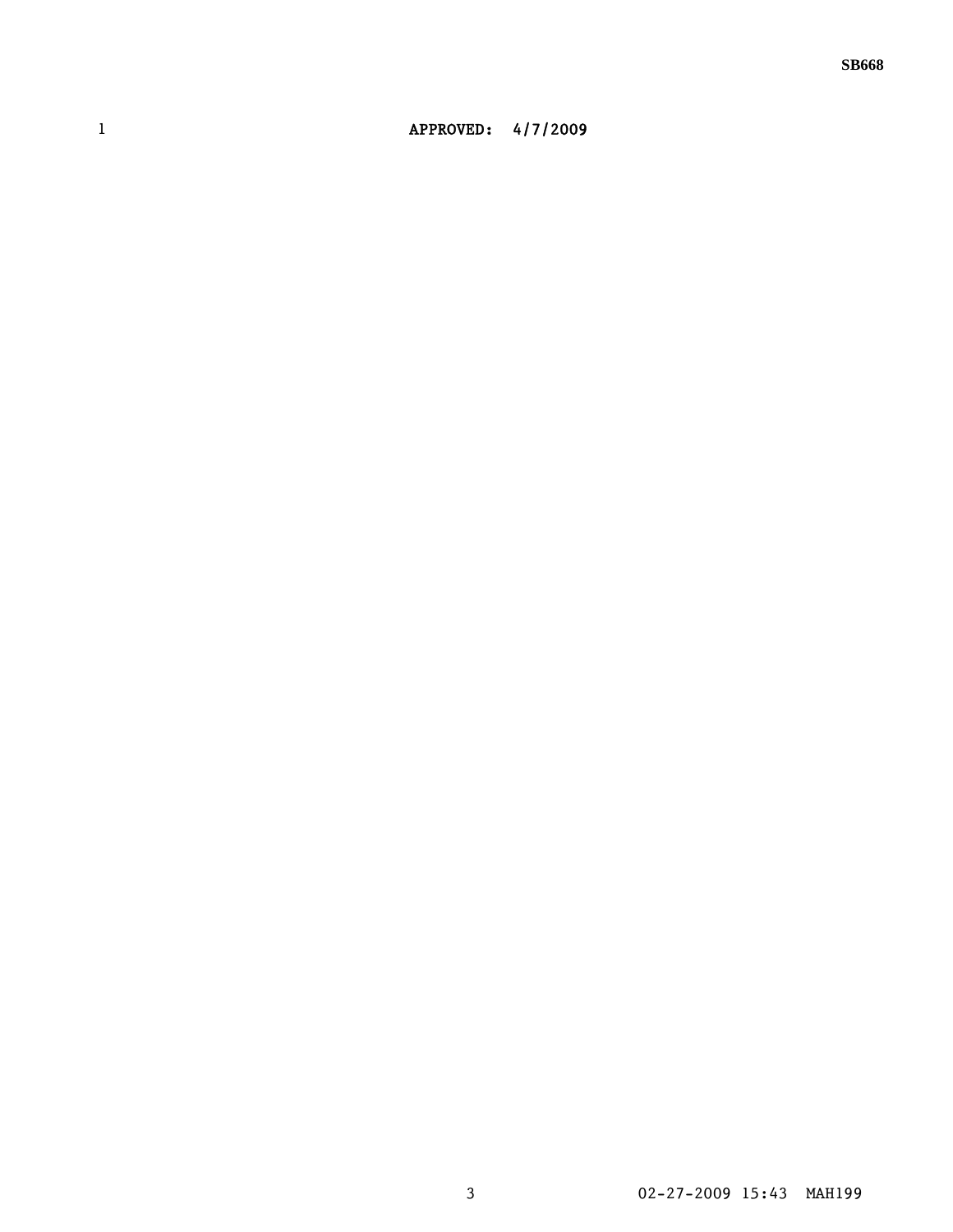APPROVED: 4/7/2009